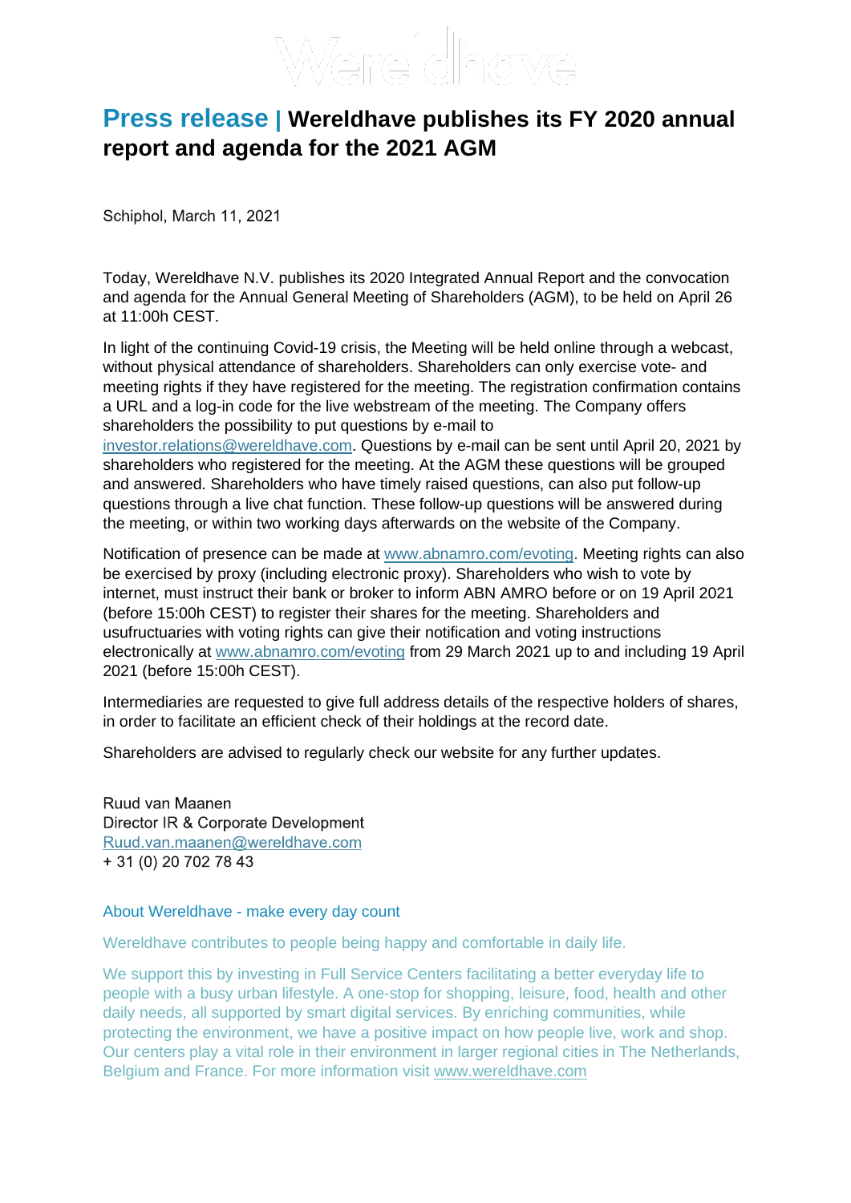# Press release | Wereldhave publishes its FY 2020 annual report and agenda for the 2021 AGM

Schiphol, March 11, 2021

Today, Wereldhave N.V. publishes its 2020 Integrated Annual Report and the convocation and agenda for the Annual General Meeting of Shareholders (AGM), to be held on April 26 at 11:00h CEST.

In light of the continuing Covid-19 crisis, the Meeting will be held online through a webcast, without physical attendance of shareholders. Shareholders can only exercise vote- and meeting rights if they have registered for the meeting. The registration confirmation contains a URL and a log-in code for the live webstream of the meeting. The Company offers shareholders the possibility to put questions by e-mail to investor.relations@wereldhave.com. Questions by e-mail can be sent until April 20, 2021 by shareholders who registered for the meeting. At the AGM these questions will be grouped and answered. Shareholders who have timely raised questions, can also put follow-up questions through a live chat function. These follow-up questions will be answered during the meeting, or within two working days afterwards on the website of the Company.

Notification of presence can be made at www.abnamro.com/evoting. Meeting rights can also be exercised by proxy (including electronic proxy). Shareholders who wish to vote by internet, must instruct their bank or broker to inform ABN AMRO before or on 19 April 2021 (before 15:00h CEST) to register their shares for the meeting. Shareholders and usufructuaries with voting rights can give their notification and voting instructions electronically at www.abnamro.com/evoting from 29 March 2021 up to and including 19 April 2021 (before 15:00h CEST).

Intermediaries are requested to give full address details of the respective holders of shares, in order to facilitate an efficient check of their holdings at the record date.

Shareholders are advised to regularly check our website for any further updates.

Ruud van Maanen
Director IR & Corporate Development
Ruud.van.maanen@wereldhave.com
+ 31 (0) 20 702 78 43

### About Wereldhave - make every day count

Wereldhave contributes to people being happy and comfortable in daily life.

We support this by investing in Full Service Centers facilitating a better everyday life to people with a busy urban lifestyle. A one-stop for shopping, leisure, food, health and other daily needs, all supported by smart digital services. By enriching communities, while protecting the environment, we have a positive impact on how people live, work and shop. Our centers play a vital role in their environment in larger regional cities in The Netherlands, Belgium and France. For more information visit www.wereldhave.com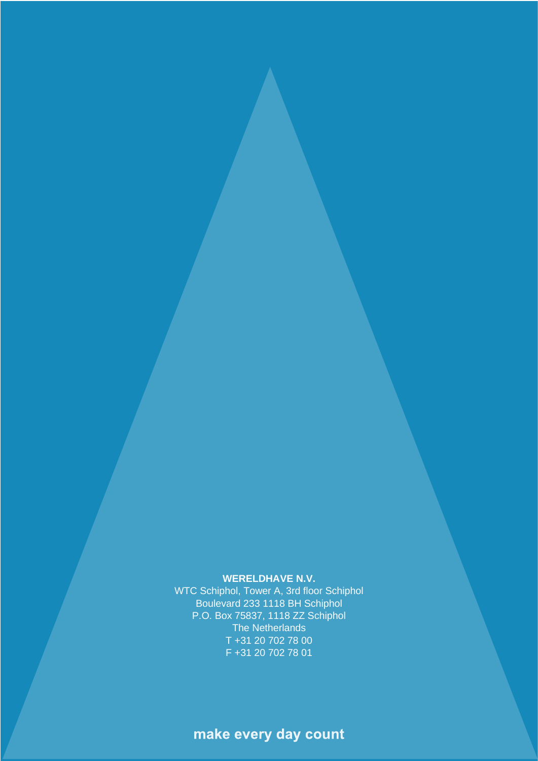**WERELDHAVE N.V.**

WTC Schiphol, Tower A, 3rd floor Schiphol
Boulevard 233 1118 BH Schiphol
P.O. Box 75837, 1118 ZZ Schiphol
The Netherlands
T +31 20 702 78 00
F +31 20 702 78 01

**make every day count**